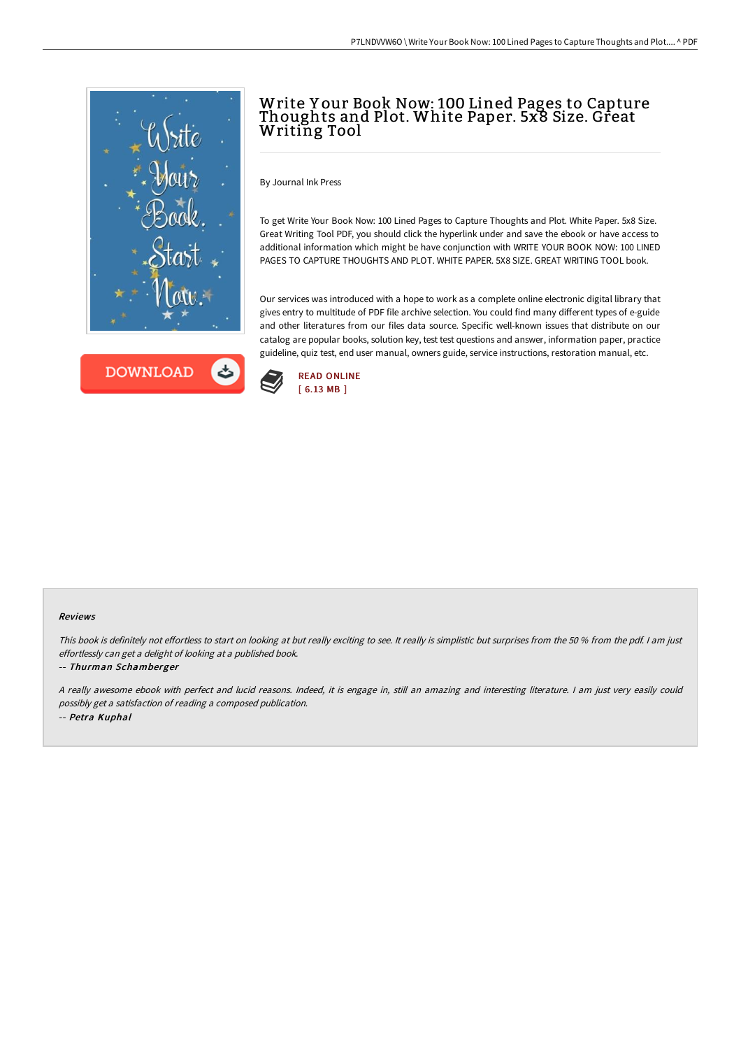# Write Your Book Now: 100 Lined Pages to Capture Thoughts and Plot. White Paper. 5x8 Size. Great Writing Tool

By Journal Ink Press

To get Write Your Book Now: 100 Lined Pages to Capture Thoughts and Plot. White Paper. 5x8 Size. Great Writing Tool PDF, you should click the hyperlink under and save the ebook or have access to additional information which might be have conjunction with WRITE YOUR BOOK NOW: 100 LINED PAGES TO CAPTURE THOUGHTS AND PLOT. WHITE PAPER. 5X8 SIZE. GREAT WRITING TOOL book.

Our services was introduced with a hope to work as a complete online electronic digital library that gives entry to multitude of PDF file archive selection. You could find many different types of e-guide and other literatures from our files data source. Specific well-known issues that distribute on our catalog are popular books, solution key, test test questions and answer, information paper, practice guideline, quiz test, end user manual, owners guide, service instructions, restoration manual, etc.

DOWNLOAD

READ ONLINE
[ 6.13 MB ]

### Reviews

*This book is definitely not effortless to start on looking at but really exciting to see. It really is simplistic but surprises from the 50 % from the pdf. I am just effortlessly can get a delight of looking at a published book.*

-- *Thurman Schamberger*

*A really awesome ebook with perfect and lucid reasons. Indeed, it is engage in, still an amazing and interesting literature. I am just very easily could possibly get a satisfaction of reading a composed publication.*

-- *Petra Kuphal*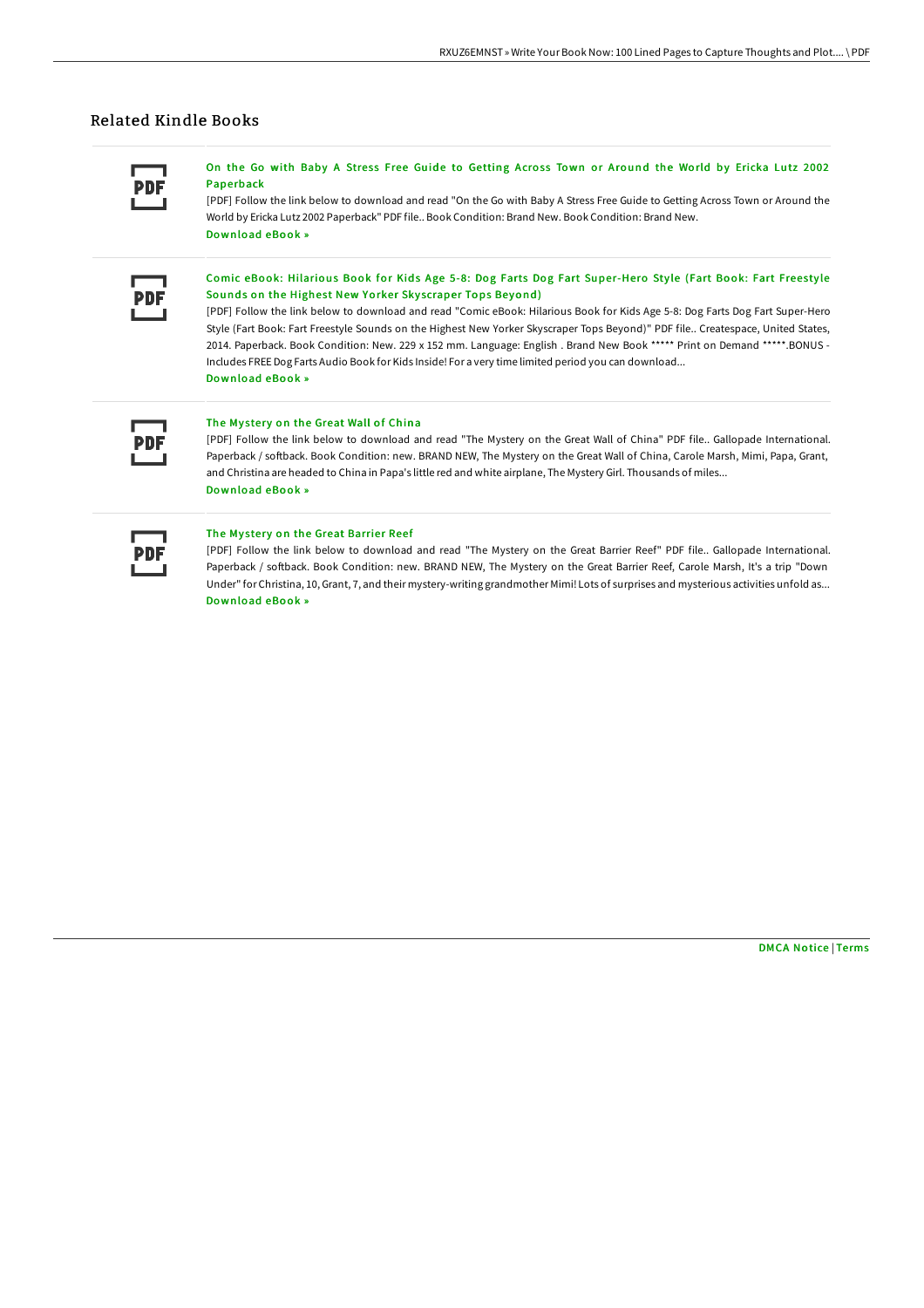## Related Kindle Books

### On the Go with Baby A Stress Free Guide to Getting Across Town or Around the World by Ericka Lutz 2002 Paperback

[PDF] Follow the link below to download and read "On the Go with Baby A Stress Free Guide to Getting Across Town or Around the World by Ericka Lutz 2002 Paperback" PDF file.. Book Condition: Brand New. Book Condition: Brand New.

Download eBook »

### Comic eBook: Hilarious Book for Kids Age 5-8: Dog Farts Dog Fart Super-Hero Style (Fart Book: Fart Freestyle Sounds on the Highest New Yorker Skyscraper Tops Beyond)

[PDF] Follow the link below to download and read "Comic eBook: Hilarious Book for Kids Age 5-8: Dog Farts Dog Fart Super-Hero Style (Fart Book: Fart Freestyle Sounds on the Highest New Yorker Skyscraper Tops Beyond)" PDF file.. Createspace, United States, 2014. Paperback. Book Condition: New. 229 x 152 mm. Language: English . Brand New Book ***** Print on Demand *****.BONUS - Includes FREE Dog Farts Audio Book for Kids Inside! For a very time limited period you can download...

Download eBook »

### The Mystery on the Great Wall of China

[PDF] Follow the link below to download and read "The Mystery on the Great Wall of China" PDF file.. Gallopade International. Paperback / softback. Book Condition: new. BRAND NEW, The Mystery on the Great Wall of China, Carole Marsh, Mimi, Papa, Grant, and Christina are headed to China in Papa's little red and white airplane, The Mystery Girl. Thousands of miles...

Download eBook »

### The Mystery on the Great Barrier Reef

[PDF] Follow the link below to download and read "The Mystery on the Great Barrier Reef" PDF file.. Gallopade International. Paperback / softback. Book Condition: new. BRAND NEW, The Mystery on the Great Barrier Reef, Carole Marsh, It's a trip "Down Under" for Christina, 10, Grant, 7, and their mystery-writing grandmother Mimi! Lots of surprises and mysterious activities unfold as...

Download eBook »

DMCA Notice | Terms